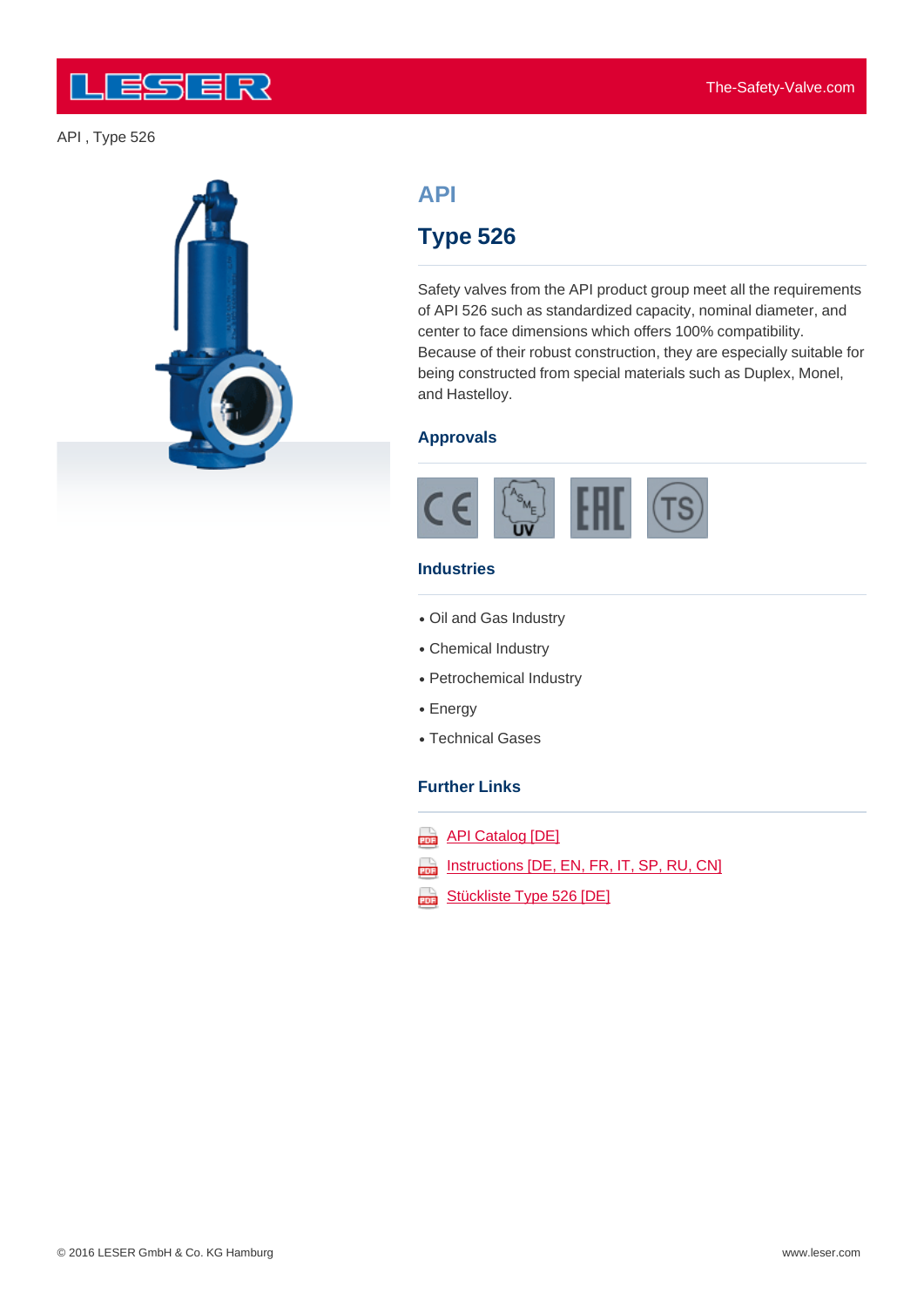API , Type 526

# API

## Type 526

Safety valves from the API product group meet all the requirements of API 526 such as standardized capacity, nominal diameter, and center to face dimensions which offers 100% compatibility. Because of their robust construction, they are especially suitable for being constructed from special materials such as Duplex, Monel, and Hastelloy.

### Approvals

### Industries

- Oil and Gas Industry
- Chemical Industry
- Petrochemical Industry
- Energy
- Technical Gases

### Further Links

- API Catalog [DE]
- Instructions [DE, EN, FR, IT, SP, RU, CN]
- Stückliste Type 526 [DE]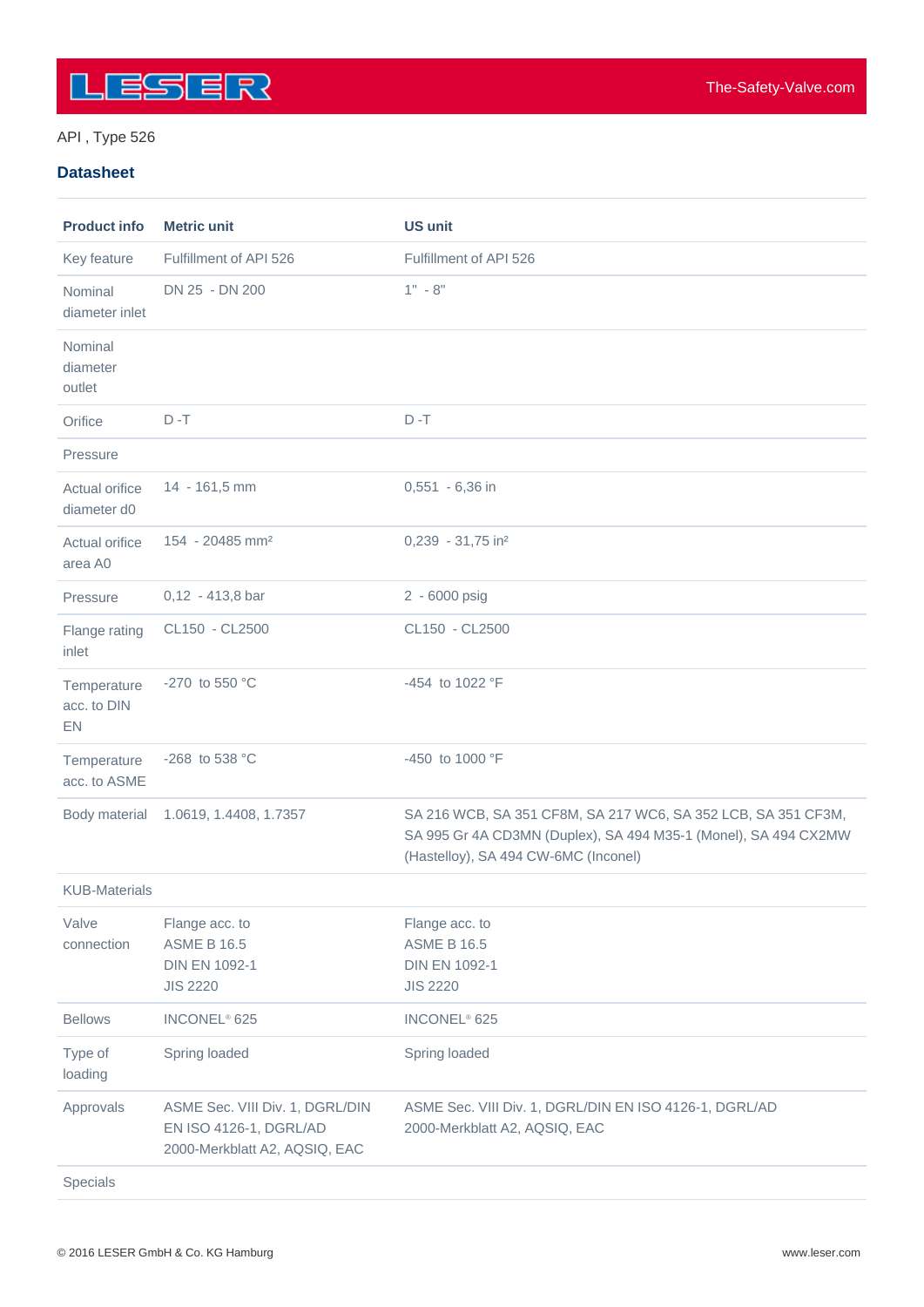API , Type 526

## Datasheet

| Product info | Metric unit | US unit |
|---|---|---|
| Key feature | Fulfillment of API 526 | Fulfillment of API 526 |
| Nominal diameter inlet | DN 25 - DN 200 | 1" - 8" |
| Nominal diameter outlet | | |
| Orifice | D -T | D -T |
| Pressure | | |
| Actual orifice diameter d0 | 14 - 161,5 mm | 0,551 - 6,36 in |
| Actual orifice area A0 | 154 - 20485 mm² | 0,239 - 31,75 in² |
| Pressure | 0,12 - 413,8 bar | 2 - 6000 psig |
| Flange rating inlet | CL150 - CL2500 | CL150 - CL2500 |
| Temperature acc. to DIN EN | -270 to 550 °C | -454 to 1022 °F |
| Temperature acc. to ASME | -268 to 538 °C | -450 to 1000 °F |
| Body material | 1.0619, 1.4408, 1.7357 | SA 216 WCB, SA 351 CF8M, SA 217 WC6, SA 352 LCB, SA 351 CF3M, SA 995 Gr 4A CD3MN (Duplex), SA 494 M35-1 (Monel), SA 494 CX2MW (Hastelloy), SA 494 CW-6MC (Inconel) |
| KUB-Materials | | |
| Valve connection | Flange acc. to<br>ASME B 16.5<br>DIN EN 1092-1<br>JIS 2220 | Flange acc. to<br>ASME B 16.5<br>DIN EN 1092-1<br>JIS 2220 |
| Bellows | INCONEL® 625 | INCONEL® 625 |
| Type of loading | Spring loaded | Spring loaded |
| Approvals | ASME Sec. VIII Div. 1, DGRL/DIN EN ISO 4126-1, DGRL/AD 2000-Merkblatt A2, AQSIQ, EAC | ASME Sec. VIII Div. 1, DGRL/DIN EN ISO 4126-1, DGRL/AD 2000-Merkblatt A2, AQSIQ, EAC |
| Specials | | |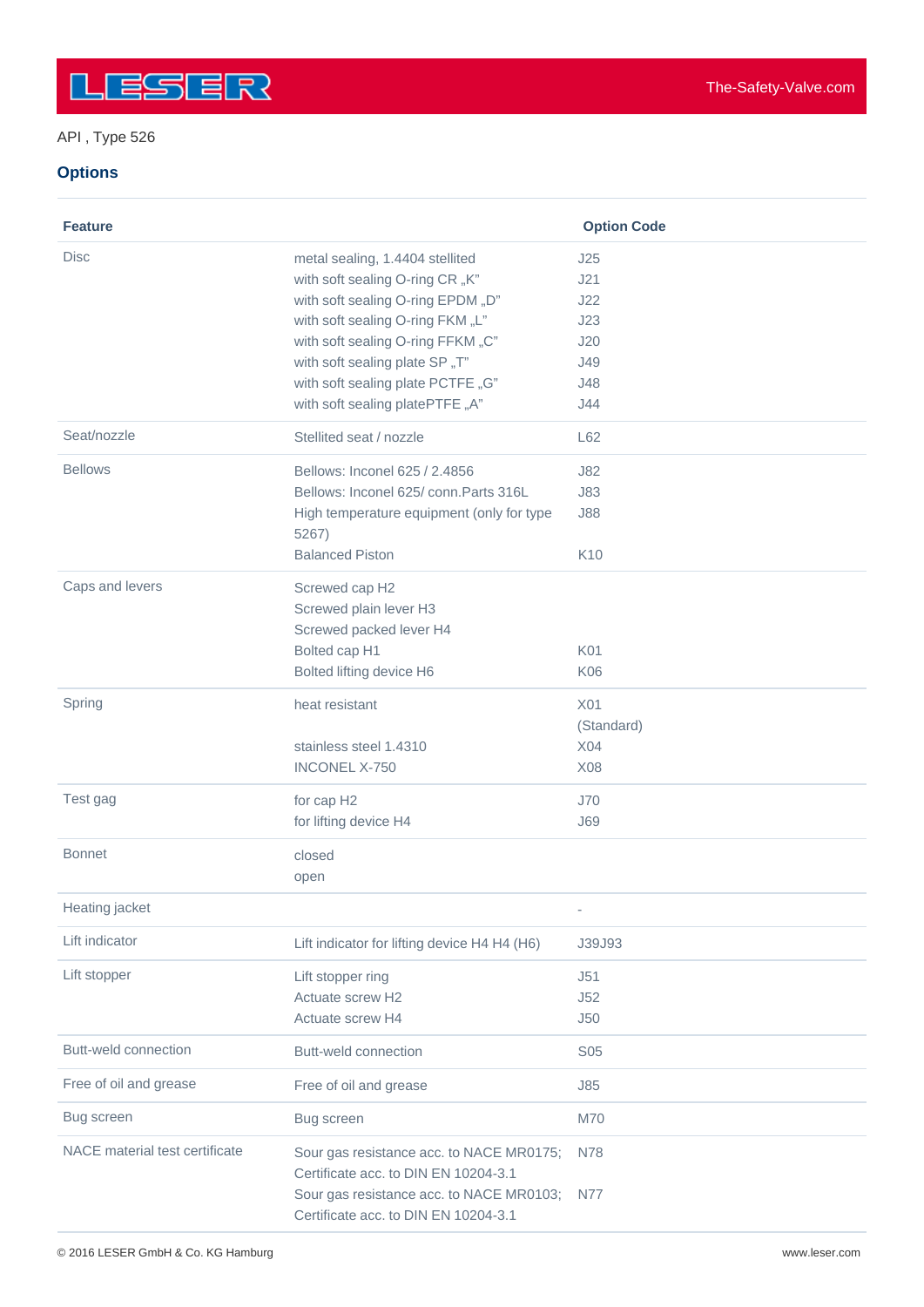API , Type 526

## Options

| Feature | | Option Code |
|---|---|---|
| Disc | metal sealing, 1.4404 stellited | J25 |
| | with soft sealing O-ring CR „K" | J21 |
| | with soft sealing O-ring EPDM „D" | J22 |
| | with soft sealing O-ring FKM „L" | J23 |
| | with soft sealing O-ring FFKM „C" | J20 |
| | with soft sealing plate SP „T" | J49 |
| | with soft sealing plate PCTFE „G" | J48 |
| | with soft sealing platePTFE „A" | J44 |
| Seat/nozzle | Stellited seat / nozzle | L62 |
| Bellows | Bellows: Inconel 625 / 2.4856 | J82 |
| | Bellows: Inconel 625/ conn.Parts 316L | J83 |
| | High temperature equipment (only for type 5267) | J88 |
| | Balanced Piston | K10 |
| Caps and levers | Screwed cap H2 | |
| | Screwed plain lever H3 | |
| | Screwed packed lever H4 | |
| | Bolted cap H1 | K01 |
| | Bolted lifting device H6 | K06 |
| Spring | heat resistant | X01 (Standard) |
| | stainless steel 1.4310 | X04 |
| | INCONEL X-750 | X08 |
| Test gag | for cap H2 | J70 |
| | for lifting device H4 | J69 |
| Bonnet | closed | |
| | open | |
| Heating jacket | | - |
| Lift indicator | Lift indicator for lifting device H4 H4 (H6) | J39J93 |
| Lift stopper | Lift stopper ring | J51 |
| | Actuate screw H2 | J52 |
| | Actuate screw H4 | J50 |
| Butt-weld connection | Butt-weld connection | S05 |
| Free of oil and grease | Free of oil and grease | J85 |
| Bug screen | Bug screen | M70 |
| NACE material test certificate | Sour gas resistance acc. to NACE MR0175; Certificate acc. to DIN EN 10204-3.1 | N78 |
| | Sour gas resistance acc. to NACE MR0103; Certificate acc. to DIN EN 10204-3.1 | N77 |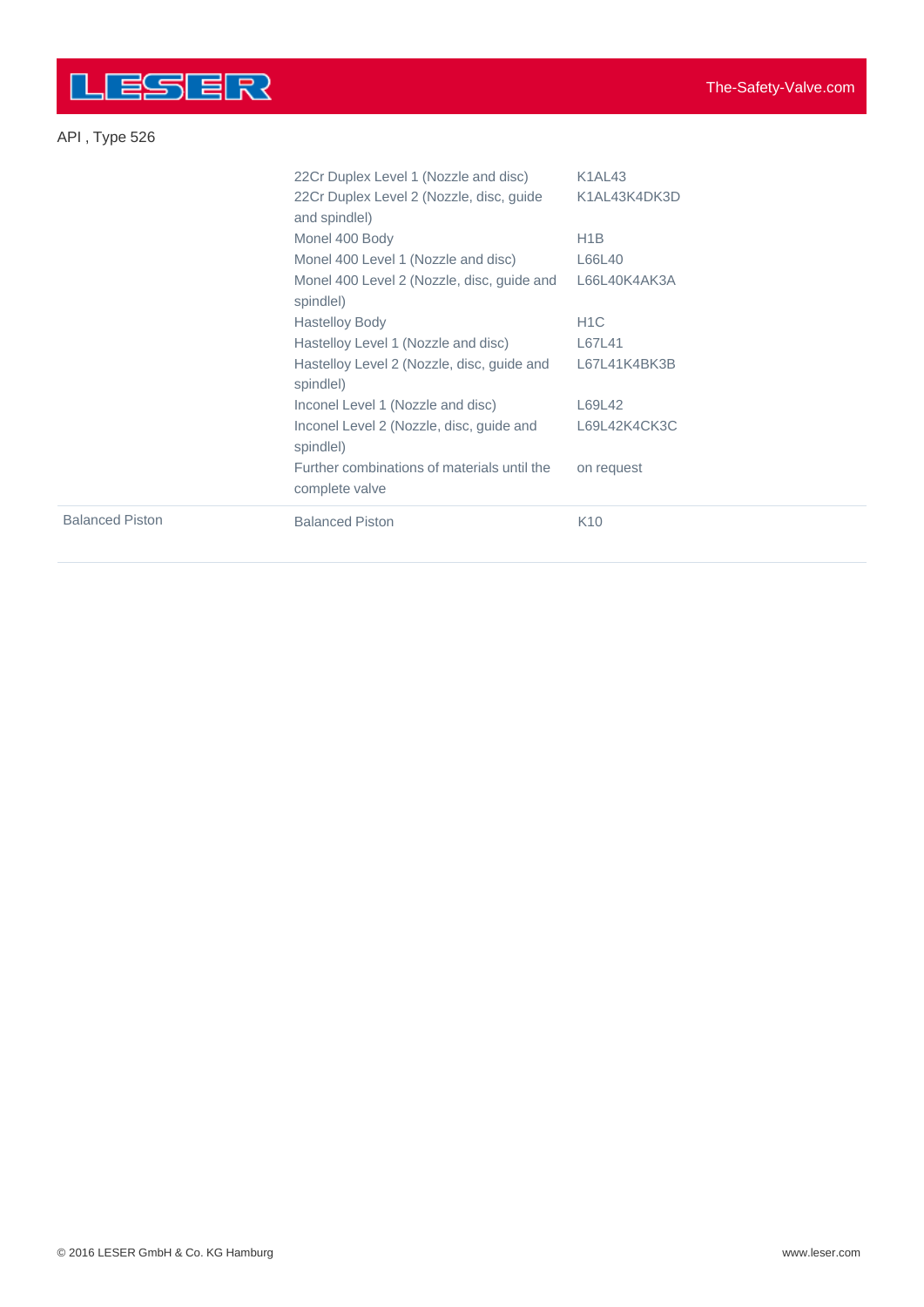API , Type 526

| | | |
|---|---|---|
| | 22Cr Duplex Level 1 (Nozzle and disc) | K1AL43 |
| | 22Cr Duplex Level 2 (Nozzle, disc, guide and spindlel) | K1AL43K4DK3D |
| | Monel 400 Body | H1B |
| | Monel 400 Level 1 (Nozzle and disc) | L66L40 |
| | Monel 400 Level 2 (Nozzle, disc, guide and spindlel) | L66L40K4AK3A |
| | Hastelloy Body | H1C |
| | Hastelloy Level 1 (Nozzle and disc) | L67L41 |
| | Hastelloy Level 2 (Nozzle, disc, guide and spindlel) | L67L41K4BK3B |
| | Inconel Level 1 (Nozzle and disc) | L69L42 |
| | Inconel Level 2 (Nozzle, disc, guide and spindlel) | L69L42K4CK3C |
| | Further combinations of materials until the complete valve | on request |
| Balanced Piston | Balanced Piston | K10 |